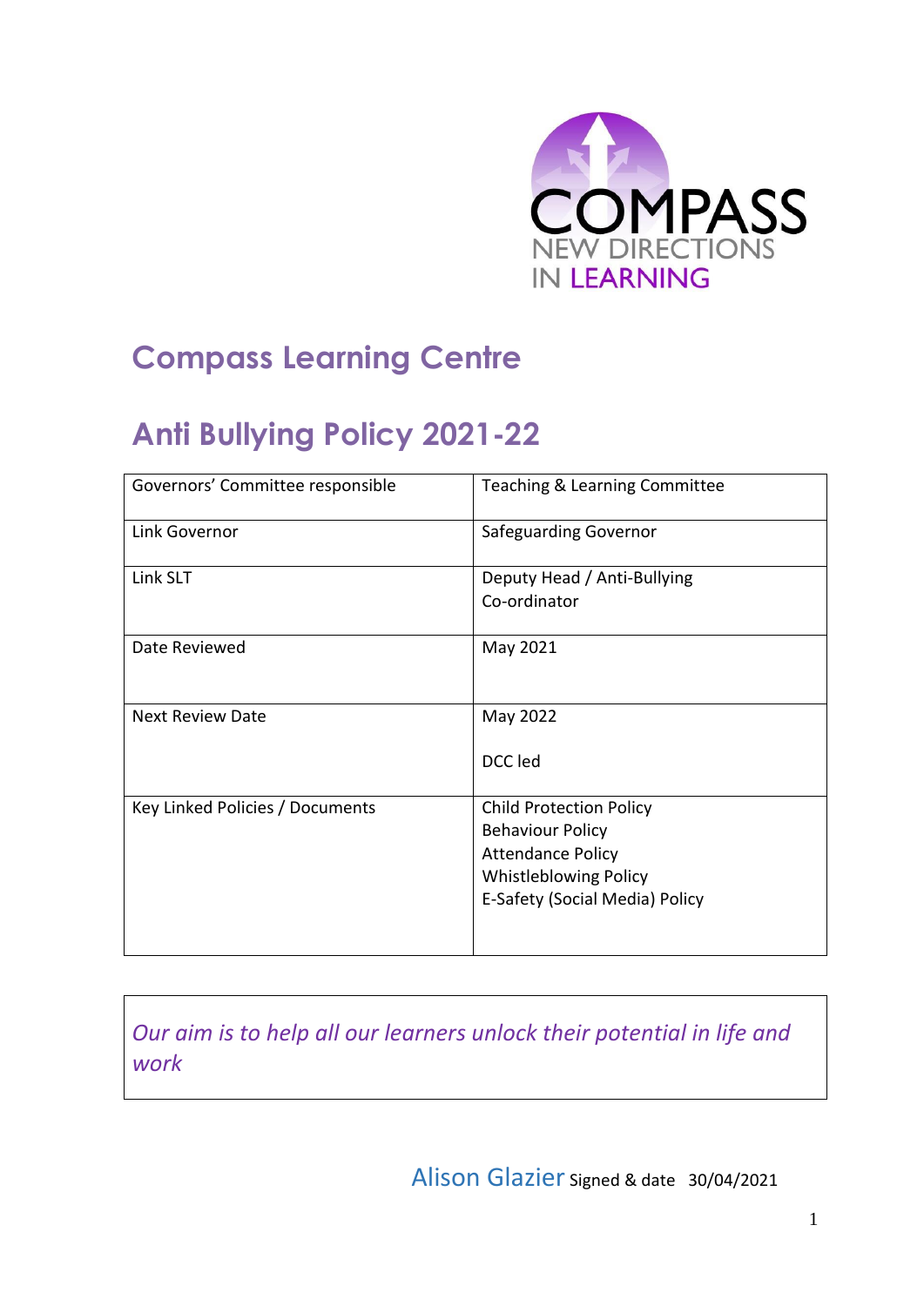COMPASS
NEW DIRECTIONS
IN LEARNING

# Compass Learning Centre

# Anti Bullying Policy 2021-22

| | |
|---|---|
| Governors' Committee responsible | Teaching & Learning Committee |
| Link Governor | Safeguarding Governor |
| Link SLT | Deputy Head / Anti-Bullying Co-ordinator |
| Date Reviewed | May 2021 |
| Next Review Date | May 2022<br><br>DCC led |
| Key Linked Policies / Documents | Child Protection Policy<br>Behaviour Policy<br>Attendance Policy<br>Whistleblowing Policy<br>E-Safety (Social Media) Policy |

*Our aim is to help all our learners unlock their potential in life and work*

Alison Glazier Signed & date 30/04/2021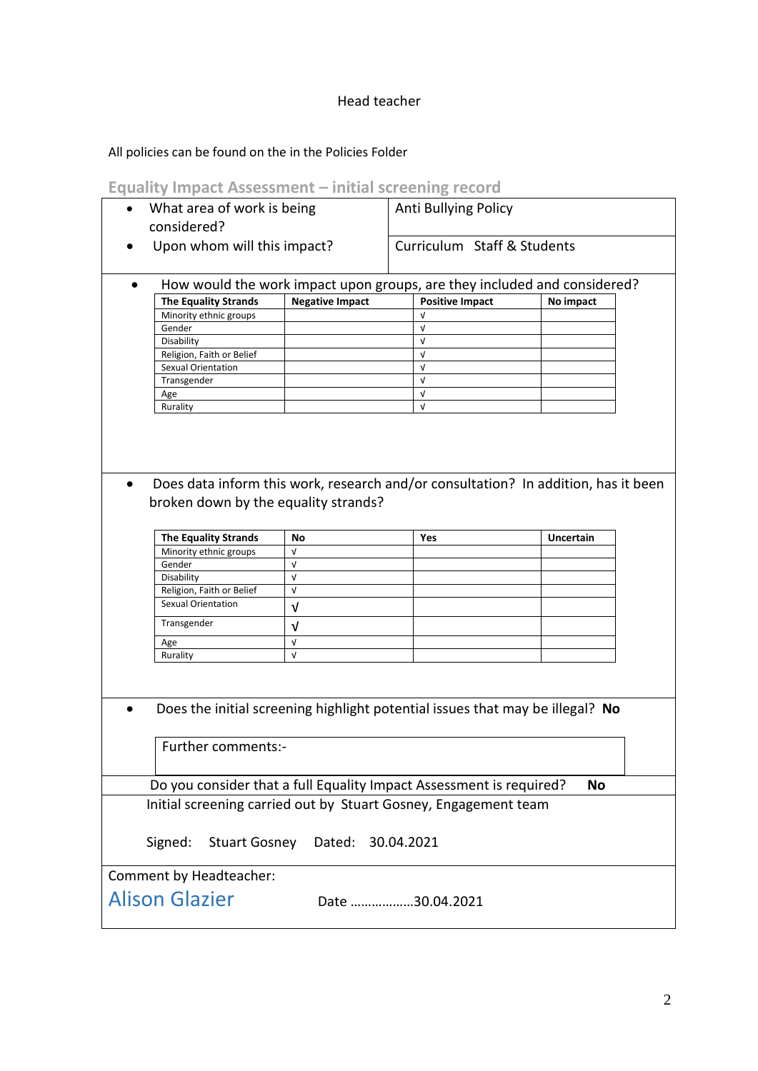Head teacher

All policies can be found on the in the Policies Folder

## Equality Impact Assessment – initial screening record

| | |
|---|---|
| • What area of work is being considered? | Anti Bullying Policy |
| • Upon whom will this impact? | Curriculum Staff & Students |

- How would the work impact upon groups, are they included and considered?

| The Equality Strands | Negative Impact | Positive Impact | No impact |
|---|---|---|---|
| Minority ethnic groups | | √ | |
| Gender | | √ | |
| Disability | | √ | |
| Religion, Faith or Belief | | √ | |
| Sexual Orientation | | √ | |
| Transgender | | √ | |
| Age | | √ | |
| Rurality | | √ | |

- Does data inform this work, research and/or consultation? In addition, has it been broken down by the equality strands?

| The Equality Strands | No | Yes | Uncertain |
|---|---|---|---|
| Minority ethnic groups | √ | | |
| Gender | √ | | |
| Disability | √ | | |
| Religion, Faith or Belief | √ | | |
| Sexual Orientation | √ | | |
| Transgender | √ | | |
| Age | √ | | |
| Rurality | √ | | |

- Does the initial screening highlight potential issues that may be illegal? **No**

Further comments:-

Do you consider that a full Equality Impact Assessment is required? **No**

Initial screening carried out by Stuart Gosney, Engagement team

Signed: Stuart Gosney Dated: 30.04.2021

Comment by Headteacher:

Alison Glazier Date ………………30.04.2021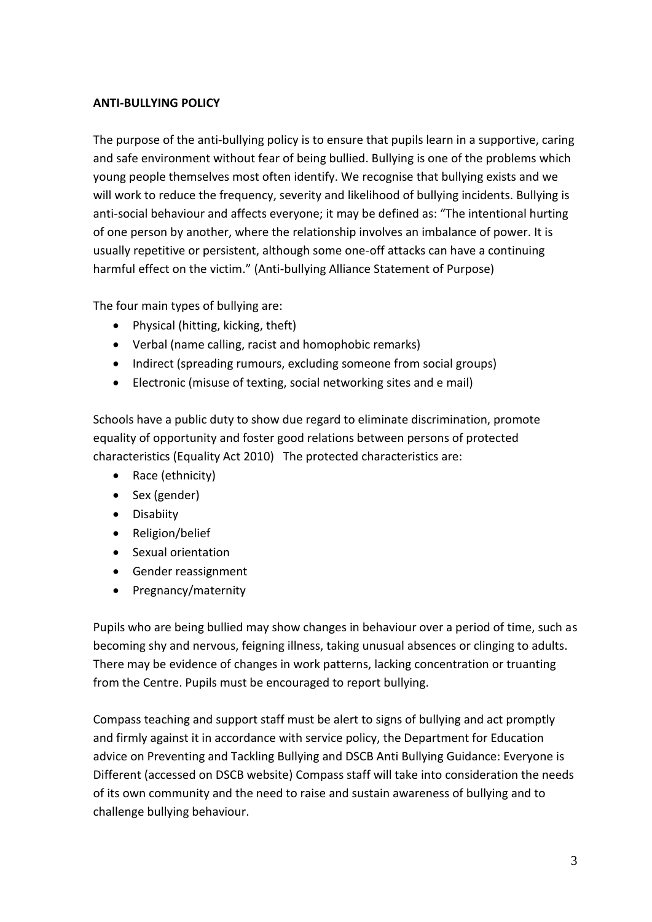**ANTI-BULLYING POLICY**

The purpose of the anti-bullying policy is to ensure that pupils learn in a supportive, caring and safe environment without fear of being bullied. Bullying is one of the problems which young people themselves most often identify. We recognise that bullying exists and we will work to reduce the frequency, severity and likelihood of bullying incidents. Bullying is anti-social behaviour and affects everyone; it may be defined as: "The intentional hurting of one person by another, where the relationship involves an imbalance of power. It is usually repetitive or persistent, although some one-off attacks can have a continuing harmful effect on the victim." (Anti-bullying Alliance Statement of Purpose)

The four main types of bullying are:

- Physical (hitting, kicking, theft)
- Verbal (name calling, racist and homophobic remarks)
- Indirect (spreading rumours, excluding someone from social groups)
- Electronic (misuse of texting, social networking sites and e mail)

Schools have a public duty to show due regard to eliminate discrimination, promote equality of opportunity and foster good relations between persons of protected characteristics (Equality Act 2010) The protected characteristics are:

- Race (ethnicity)
- Sex (gender)
- Disabiity
- Religion/belief
- Sexual orientation
- Gender reassignment
- Pregnancy/maternity

Pupils who are being bullied may show changes in behaviour over a period of time, such as becoming shy and nervous, feigning illness, taking unusual absences or clinging to adults. There may be evidence of changes in work patterns, lacking concentration or truanting from the Centre. Pupils must be encouraged to report bullying.

Compass teaching and support staff must be alert to signs of bullying and act promptly and firmly against it in accordance with service policy, the Department for Education advice on Preventing and Tackling Bullying and DSCB Anti Bullying Guidance: Everyone is Different (accessed on DSCB website) Compass staff will take into consideration the needs of its own community and the need to raise and sustain awareness of bullying and to challenge bullying behaviour.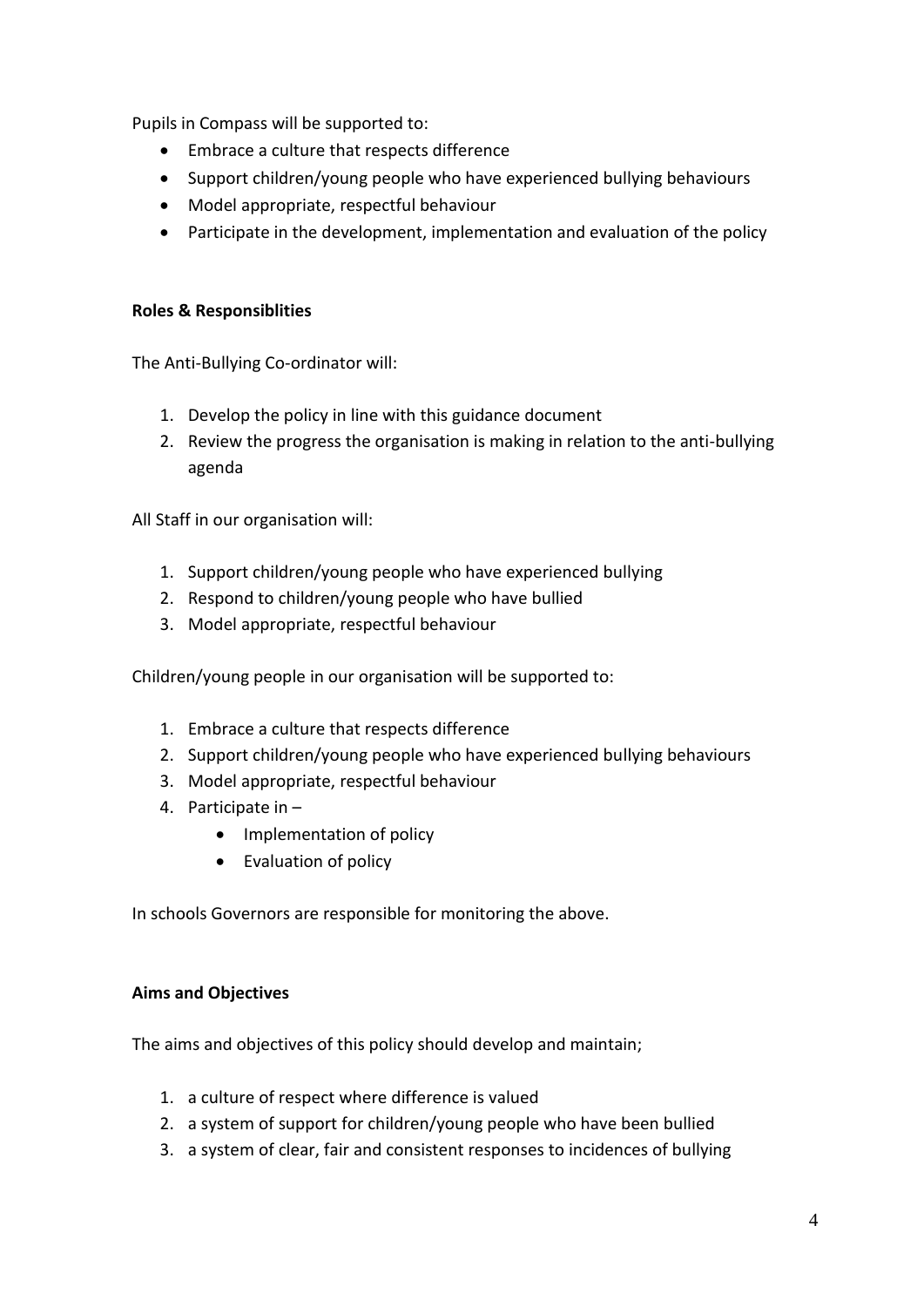Pupils in Compass will be supported to:

- Embrace a culture that respects difference
- Support children/young people who have experienced bullying behaviours
- Model appropriate, respectful behaviour
- Participate in the development, implementation and evaluation of the policy

**Roles & Responsiblities**

The Anti-Bullying Co-ordinator will:

1. Develop the policy in line with this guidance document
2. Review the progress the organisation is making in relation to the anti-bullying agenda

All Staff in our organisation will:

1. Support children/young people who have experienced bullying
2. Respond to children/young people who have bullied
3. Model appropriate, respectful behaviour

Children/young people in our organisation will be supported to:

1. Embrace a culture that respects difference
2. Support children/young people who have experienced bullying behaviours
3. Model appropriate, respectful behaviour
4. Participate in –
    - Implementation of policy
    - Evaluation of policy

In schools Governors are responsible for monitoring the above.

**Aims and Objectives**

The aims and objectives of this policy should develop and maintain;

1. a culture of respect where difference is valued
2. a system of support for children/young people who have been bullied
3. a system of clear, fair and consistent responses to incidences of bullying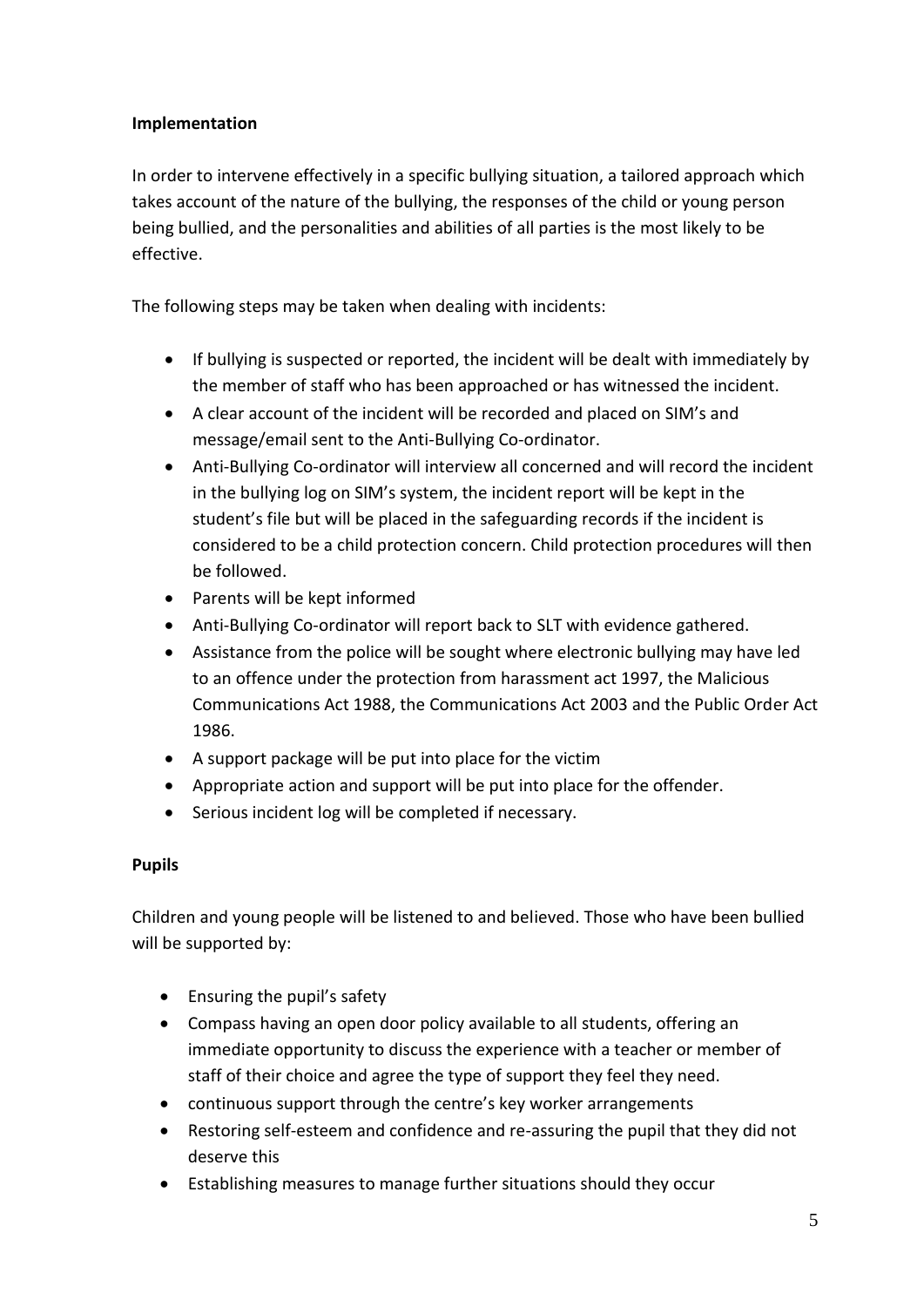**Implementation**

In order to intervene effectively in a specific bullying situation, a tailored approach which takes account of the nature of the bullying, the responses of the child or young person being bullied, and the personalities and abilities of all parties is the most likely to be effective.

The following steps may be taken when dealing with incidents:

- If bullying is suspected or reported, the incident will be dealt with immediately by the member of staff who has been approached or has witnessed the incident.
- A clear account of the incident will be recorded and placed on SIM's and message/email sent to the Anti-Bullying Co-ordinator.
- Anti-Bullying Co-ordinator will interview all concerned and will record the incident in the bullying log on SIM's system, the incident report will be kept in the student's file but will be placed in the safeguarding records if the incident is considered to be a child protection concern. Child protection procedures will then be followed.
- Parents will be kept informed
- Anti-Bullying Co-ordinator will report back to SLT with evidence gathered.
- Assistance from the police will be sought where electronic bullying may have led to an offence under the protection from harassment act 1997, the Malicious Communications Act 1988, the Communications Act 2003 and the Public Order Act 1986.
- A support package will be put into place for the victim
- Appropriate action and support will be put into place for the offender.
- Serious incident log will be completed if necessary.

**Pupils**

Children and young people will be listened to and believed. Those who have been bullied will be supported by:

- Ensuring the pupil's safety
- Compass having an open door policy available to all students, offering an immediate opportunity to discuss the experience with a teacher or member of staff of their choice and agree the type of support they feel they need.
- continuous support through the centre's key worker arrangements
- Restoring self-esteem and confidence and re-assuring the pupil that they did not deserve this
- Establishing measures to manage further situations should they occur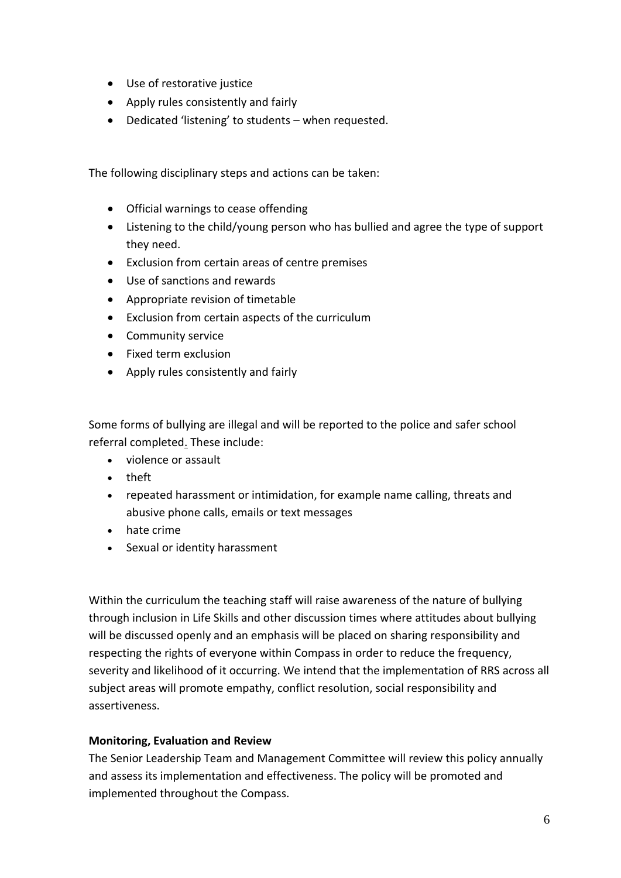- Use of restorative justice
- Apply rules consistently and fairly
- Dedicated 'listening' to students – when requested.

The following disciplinary steps and actions can be taken:

- Official warnings to cease offending
- Listening to the child/young person who has bullied and agree the type of support they need.
- Exclusion from certain areas of centre premises
- Use of sanctions and rewards
- Appropriate revision of timetable
- Exclusion from certain aspects of the curriculum
- Community service
- Fixed term exclusion
- Apply rules consistently and fairly

Some forms of bullying are illegal and will be reported to the police and safer school referral completed. These include:

- violence or assault
- theft
- repeated harassment or intimidation, for example name calling, threats and abusive phone calls, emails or text messages
- hate crime
- Sexual or identity harassment

Within the curriculum the teaching staff will raise awareness of the nature of bullying through inclusion in Life Skills and other discussion times where attitudes about bullying will be discussed openly and an emphasis will be placed on sharing responsibility and respecting the rights of everyone within Compass in order to reduce the frequency, severity and likelihood of it occurring. We intend that the implementation of RRS across all subject areas will promote empathy, conflict resolution, social responsibility and assertiveness.

**Monitoring, Evaluation and Review**

The Senior Leadership Team and Management Committee will review this policy annually and assess its implementation and effectiveness. The policy will be promoted and implemented throughout the Compass.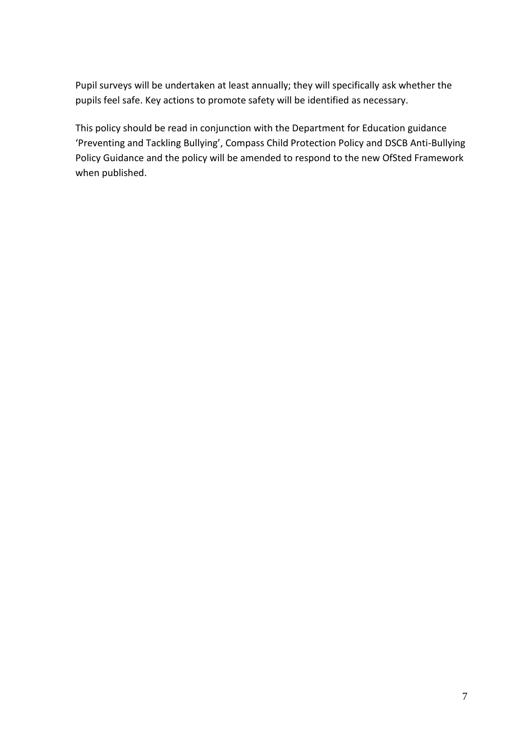Pupil surveys will be undertaken at least annually; they will specifically ask whether the pupils feel safe. Key actions to promote safety will be identified as necessary.

This policy should be read in conjunction with the Department for Education guidance 'Preventing and Tackling Bullying', Compass Child Protection Policy and DSCB Anti-Bullying Policy Guidance and the policy will be amended to respond to the new OfSted Framework when published.